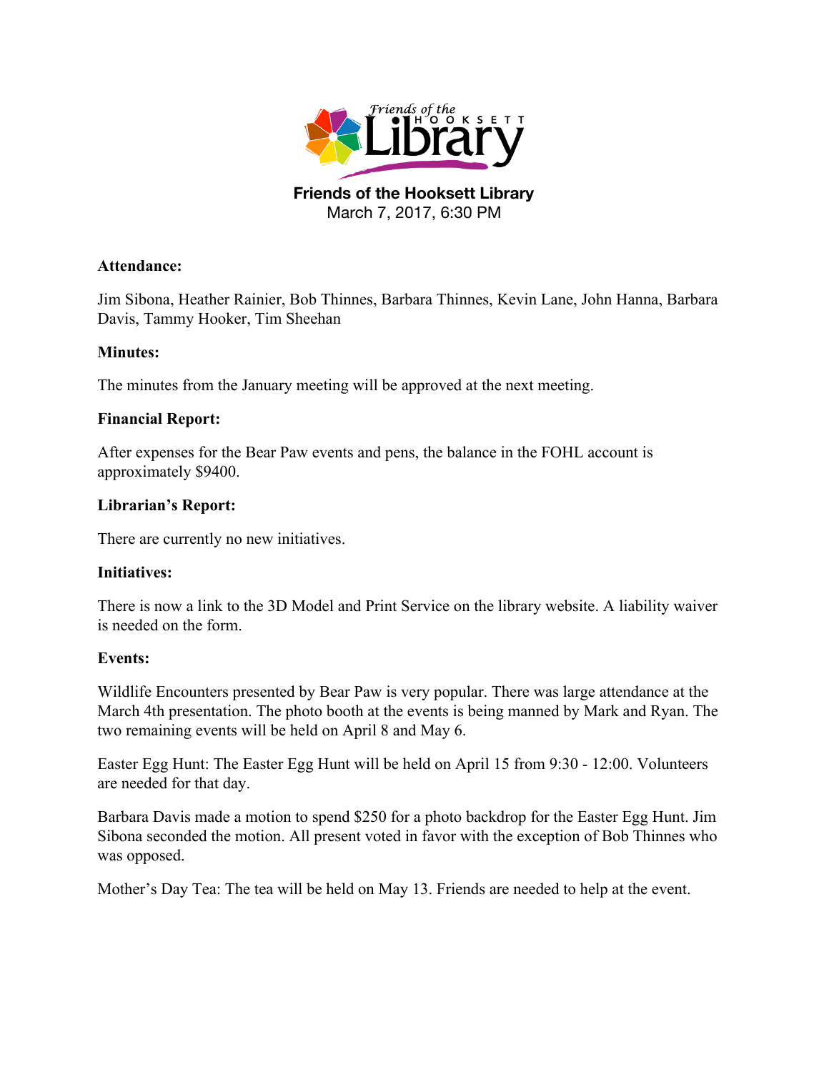# Friends of the Hookset Library

March 7, 2017, 6:30 PM

**Attendance:**

Jim Sibona, Heather Rainier, Bob Thinnes, Barbara Thinnes, Kevin Lane, John Hanna, Barbara Davis, Tammy Hooker, Tim Sheehan

**Minutes:**

The minutes from the January meeting will be approved at the next meeting.

**Financial Report:**

After expenses for the Bear Paw events and pens, the balance in the FOHL account is approximately $9400.

**Librarian's Report:**

There are currently no new initiatives.

**Initiatives:**

There is now a link to the 3D Model and Print Service on the library website. A liability waiver is needed on the form.

**Events:**

Wildlife Encounters presented by Bear Paw is very popular. There was large attendance at the March 4th presentation. The photo booth at the events is being manned by Mark and Ryan. The two remaining events will be held on April 8 and May 6.

Easter Egg Hunt: The Easter Egg Hunt will be held on April 15 from 9:30 - 12:00. Volunteers are needed for that day.

Barbara Davis made a motion to spend $250 for a photo backdrop for the Easter Egg Hunt. Jim Sibona seconded the motion. All present voted in favor with the exception of Bob Thinnes who was opposed.

Mother's Day Tea: The tea will be held on May 13. Friends are needed to help at the event.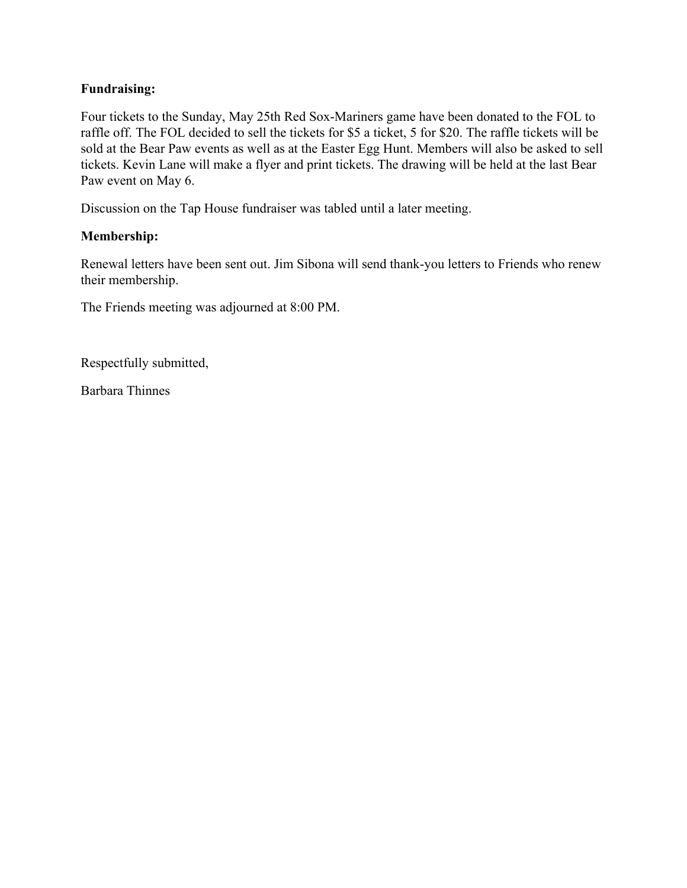**Fundraising:**

Four tickets to the Sunday, May 25th Red Sox-Mariners game have been donated to the FOL to raffle off. The FOL decided to sell the tickets for $5 a ticket, 5 for $20. The raffle tickets will be sold at the Bear Paw events as well as at the Easter Egg Hunt. Members will also be asked to sell tickets. Kevin Lane will make a flyer and print tickets. The drawing will be held at the last Bear Paw event on May 6.

Discussion on the Tap House fundraiser was tabled until a later meeting.

**Membership:**

Renewal letters have been sent out. Jim Sibona will send thank-you letters to Friends who renew their membership.

The Friends meeting was adjourned at 8:00 PM.

Respectfully submitted,

Barbara Thinnes